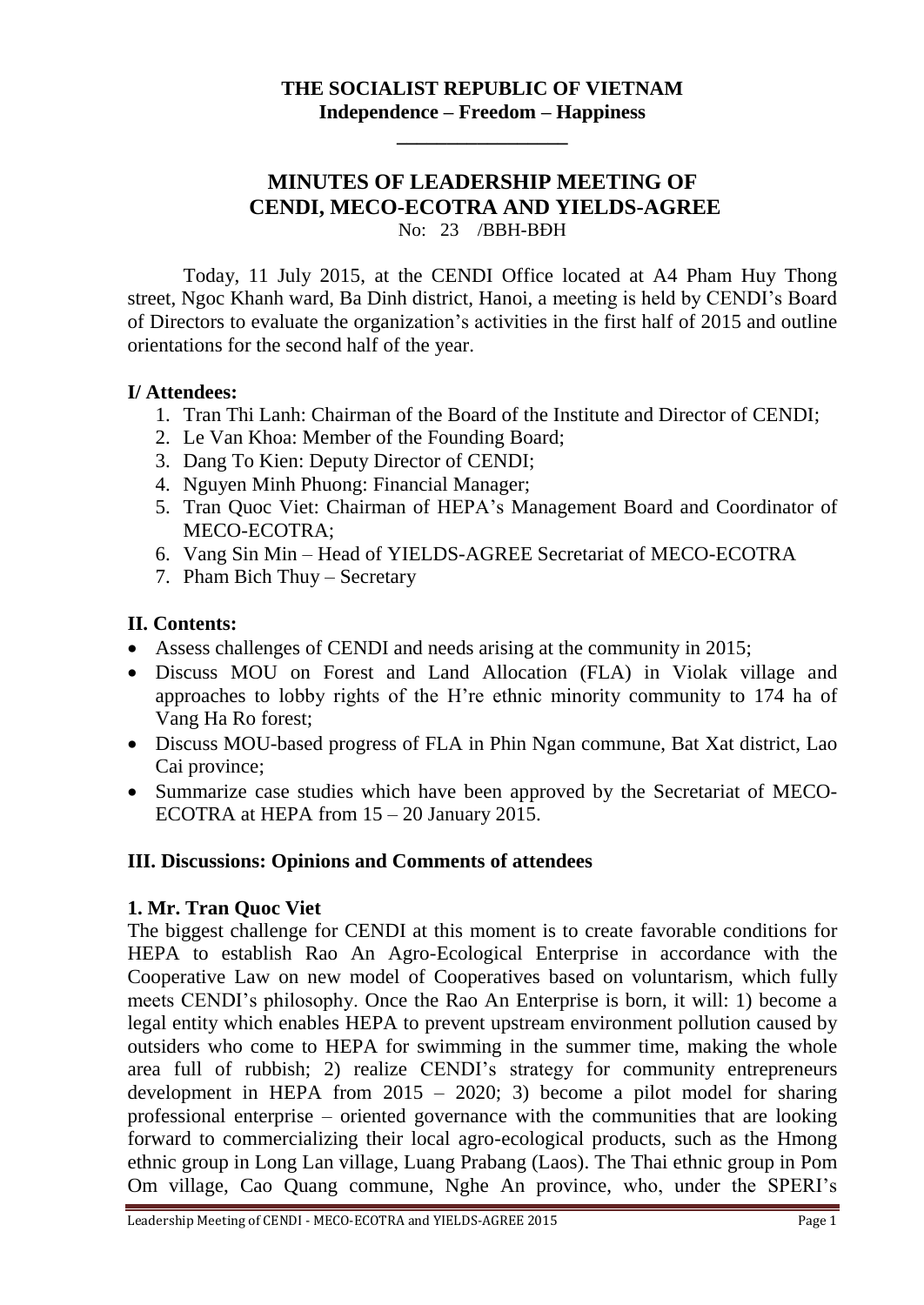**THE SOCIALIST REPUBLIC OF VIETNAM**
**Independence – Freedom – Happiness**

---

# MINUTES OF LEADERSHIP MEETING OF CENDI, MECO-ECOTRA AND YIELDS-AGREE

No: 23 /BBH-BĐH

Today, 11 July 2015, at the CENDI Office located at A4 Pham Huy Thong street, Ngoc Khanh ward, Ba Dinh district, Hanoi, a meeting is held by CENDI's Board of Directors to evaluate the organization's activities in the first half of 2015 and outline orientations for the second half of the year.

## I/ Attendees:

1. Tran Thi Lanh: Chairman of the Board of the Institute and Director of CENDI;
2. Le Van Khoa: Member of the Founding Board;
3. Dang To Kien: Deputy Director of CENDI;
4. Nguyen Minh Phuong: Financial Manager;
5. Tran Quoc Viet: Chairman of HEPA's Management Board and Coordinator of MECO-ECOTRA;
6. Vang Sin Min – Head of YIELDS-AGREE Secretariat of MECO-ECOTRA
7. Pham Bich Thuy – Secretary

## II. Contents:

- Assess challenges of CENDI and needs arising at the community in 2015;
- Discuss MOU on Forest and Land Allocation (FLA) in Violak village and approaches to lobby rights of the H're ethnic minority community to 174 ha of Vang Ha Ro forest;
- Discuss MOU-based progress of FLA in Phin Ngan commune, Bat Xat district, Lao Cai province;
- Summarize case studies which have been approved by the Secretariat of MECO-ECOTRA at HEPA from 15 – 20 January 2015.

## III. Discussions: Opinions and Comments of attendees

### 1. Mr. Tran Quoc Viet

The biggest challenge for CENDI at this moment is to create favorable conditions for HEPA to establish Rao An Agro-Ecological Enterprise in accordance with the Cooperative Law on new model of Cooperatives based on voluntarism, which fully meets CENDI's philosophy. Once the Rao An Enterprise is born, it will: 1) become a legal entity which enables HEPA to prevent upstream environment pollution caused by outsiders who come to HEPA for swimming in the summer time, making the whole area full of rubbish; 2) realize CENDI's strategy for community entrepreneurs development in HEPA from 2015 – 2020; 3) become a pilot model for sharing professional enterprise – oriented governance with the communities that are looking forward to commercializing their local agro-ecological products, such as the Hmong ethnic group in Long Lan village, Luang Prabang (Laos). The Thai ethnic group in Pom Om village, Cao Quang commune, Nghe An province, who, under the SPERI's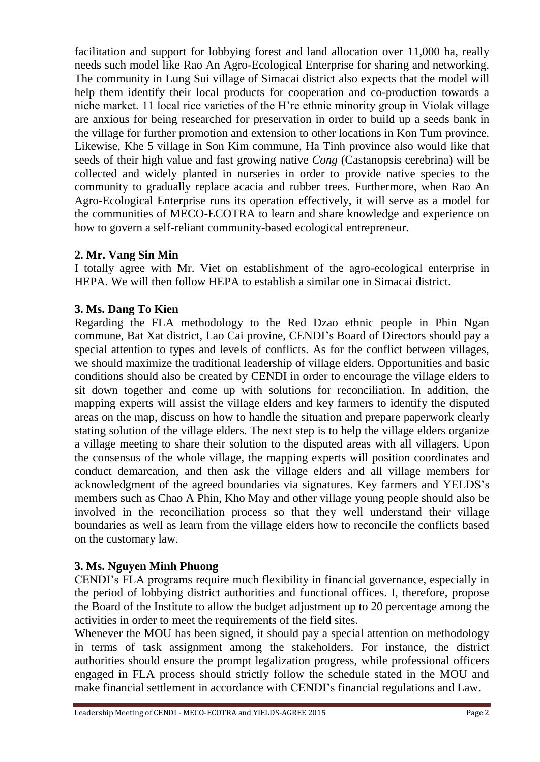facilitation and support for lobbying forest and land allocation over 11,000 ha, really needs such model like Rao An Agro-Ecological Enterprise for sharing and networking. The community in Lung Sui village of Simacai district also expects that the model will help them identify their local products for cooperation and co-production towards a niche market. 11 local rice varieties of the H're ethnic minority group in Violak village are anxious for being researched for preservation in order to build up a seeds bank in the village for further promotion and extension to other locations in Kon Tum province. Likewise, Khe 5 village in Son Kim commune, Ha Tinh province also would like that seeds of their high value and fast growing native *Cong* (Castanopsis cerebrina) will be collected and widely planted in nurseries in order to provide native species to the community to gradually replace acacia and rubber trees. Furthermore, when Rao An Agro-Ecological Enterprise runs its operation effectively, it will serve as a model for the communities of MECO-ECOTRA to learn and share knowledge and experience on how to govern a self-reliant community-based ecological entrepreneur.

**2. Mr. Vang Sin Min**

I totally agree with Mr. Viet on establishment of the agro-ecological enterprise in HEPA. We will then follow HEPA to establish a similar one in Simacai district.

**3. Ms. Dang To Kien**

Regarding the FLA methodology to the Red Dzao ethnic people in Phin Ngan commune, Bat Xat district, Lao Cai provine, CENDI's Board of Directors should pay a special attention to types and levels of conflicts. As for the conflict between villages, we should maximize the traditional leadership of village elders. Opportunities and basic conditions should also be created by CENDI in order to encourage the village elders to sit down together and come up with solutions for reconciliation. In addition, the mapping experts will assist the village elders and key farmers to identify the disputed areas on the map, discuss on how to handle the situation and prepare paperwork clearly stating solution of the village elders. The next step is to help the village elders organize a village meeting to share their solution to the disputed areas with all villagers. Upon the consensus of the whole village, the mapping experts will position coordinates and conduct demarcation, and then ask the village elders and all village members for acknowledgment of the agreed boundaries via signatures. Key farmers and YELDS's members such as Chao A Phin, Kho May and other village young people should also be involved in the reconciliation process so that they well understand their village boundaries as well as learn from the village elders how to reconcile the conflicts based on the customary law.

**3. Ms. Nguyen Minh Phuong**

CENDI's FLA programs require much flexibility in financial governance, especially in the period of lobbying district authorities and functional offices. I, therefore, propose the Board of the Institute to allow the budget adjustment up to 20 percentage among the activities in order to meet the requirements of the field sites.

Whenever the MOU has been signed, it should pay a special attention on methodology in terms of task assignment among the stakeholders. For instance, the district authorities should ensure the prompt legalization progress, while professional officers engaged in FLA process should strictly follow the schedule stated in the MOU and make financial settlement in accordance with CENDI's financial regulations and Law.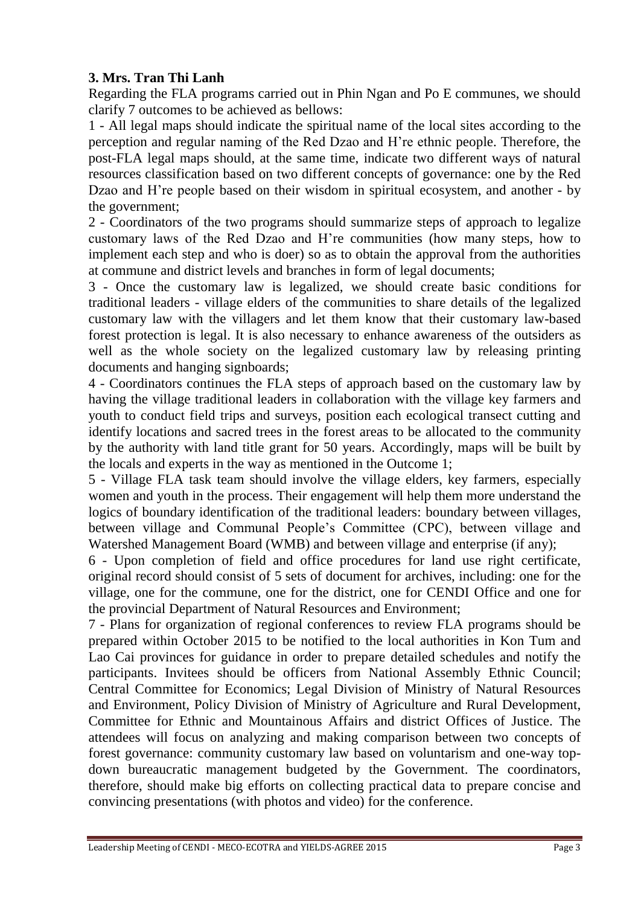### 3. Mrs. Tran Thi Lanh

Regarding the FLA programs carried out in Phin Ngan and Po E communes, we should clarify 7 outcomes to be achieved as bellows:

1 - All legal maps should indicate the spiritual name of the local sites according to the perception and regular naming of the Red Dzao and H're ethnic people. Therefore, the post-FLA legal maps should, at the same time, indicate two different ways of natural resources classification based on two different concepts of governance: one by the Red Dzao and H're people based on their wisdom in spiritual ecosystem, and another - by the government;

2 - Coordinators of the two programs should summarize steps of approach to legalize customary laws of the Red Dzao and H're communities (how many steps, how to implement each step and who is doer) so as to obtain the approval from the authorities at commune and district levels and branches in form of legal documents;

3 - Once the customary law is legalized, we should create basic conditions for traditional leaders - village elders of the communities to share details of the legalized customary law with the villagers and let them know that their customary law-based forest protection is legal. It is also necessary to enhance awareness of the outsiders as well as the whole society on the legalized customary law by releasing printing documents and hanging signboards;

4 - Coordinators continues the FLA steps of approach based on the customary law by having the village traditional leaders in collaboration with the village key farmers and youth to conduct field trips and surveys, position each ecological transect cutting and identify locations and sacred trees in the forest areas to be allocated to the community by the authority with land title grant for 50 years. Accordingly, maps will be built by the locals and experts in the way as mentioned in the Outcome 1;

5 - Village FLA task team should involve the village elders, key farmers, especially women and youth in the process. Their engagement will help them more understand the logics of boundary identification of the traditional leaders: boundary between villages, between village and Communal People's Committee (CPC), between village and Watershed Management Board (WMB) and between village and enterprise (if any);

6 - Upon completion of field and office procedures for land use right certificate, original record should consist of 5 sets of document for archives, including: one for the village, one for the commune, one for the district, one for CENDI Office and one for the provincial Department of Natural Resources and Environment;

7 - Plans for organization of regional conferences to review FLA programs should be prepared within October 2015 to be notified to the local authorities in Kon Tum and Lao Cai provinces for guidance in order to prepare detailed schedules and notify the participants. Invitees should be officers from National Assembly Ethnic Council; Central Committee for Economics; Legal Division of Ministry of Natural Resources and Environment, Policy Division of Ministry of Agriculture and Rural Development, Committee for Ethnic and Mountainous Affairs and district Offices of Justice. The attendees will focus on analyzing and making comparison between two concepts of forest governance: community customary law based on voluntarism and one-way top-down bureaucratic management budgeted by the Government. The coordinators, therefore, should make big efforts on collecting practical data to prepare concise and convincing presentations (with photos and video) for the conference.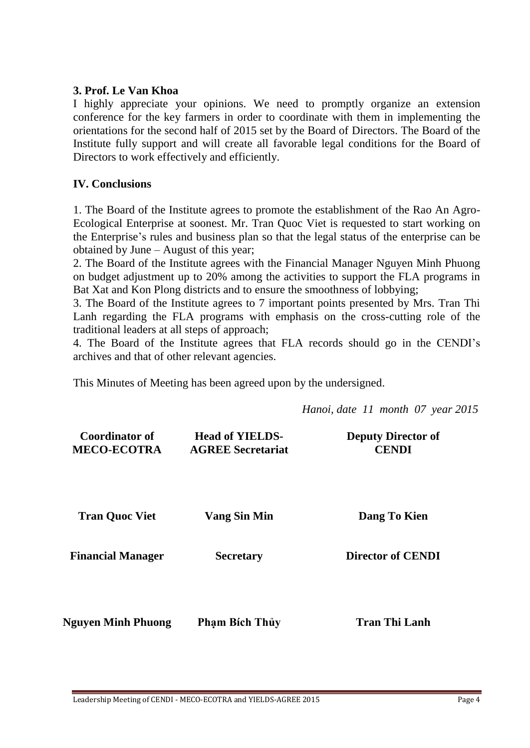**3. Prof. Le Van Khoa**

I highly appreciate your opinions. We need to promptly organize an extension conference for the key farmers in order to coordinate with them in implementing the orientations for the second half of 2015 set by the Board of Directors. The Board of the Institute fully support and will create all favorable legal conditions for the Board of Directors to work effectively and efficiently.

## IV. Conclusions

1. The Board of the Institute agrees to promote the establishment of the Rao An Agro-Ecological Enterprise at soonest. Mr. Tran Quoc Viet is requested to start working on the Enterprise's rules and business plan so that the legal status of the enterprise can be obtained by June – August of this year;
2. The Board of the Institute agrees with the Financial Manager Nguyen Minh Phuong on budget adjustment up to 20% among the activities to support the FLA programs in Bat Xat and Kon Plong districts and to ensure the smoothness of lobbying;
3. The Board of the Institute agrees to 7 important points presented by Mrs. Tran Thi Lanh regarding the FLA programs with emphasis on the cross-cutting role of the traditional leaders at all steps of approach;
4. The Board of the Institute agrees that FLA records should go in the CENDI's archives and that of other relevant agencies.

This Minutes of Meeting has been agreed upon by the undersigned.

*Hanoi, date 11 month 07 year 2015*

| | | |
|---|---|---|
| **Coordinator of MECO-ECOTRA** | **Head of YIELDS-AGREE Secretariat** | **Deputy Director of CENDI** |
| **Tran Quoc Viet** | **Vang Sin Min** | **Dang To Kien** |
| **Financial Manager** | **Secretary** | **Director of CENDI** |
| **Nguyen Minh Phuong** | **Phạm Bích Thủy** | **Tran Thi Lanh** |